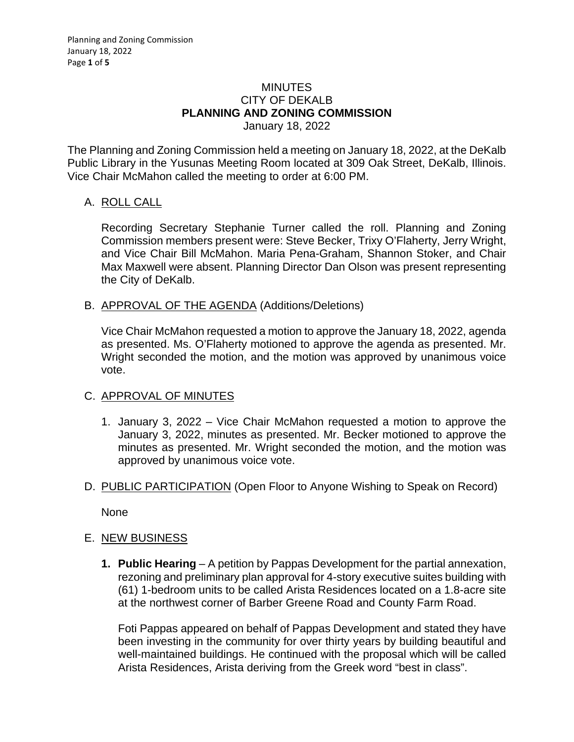# MINUTES
# CITY OF DEKALB
# PLANNING AND ZONING COMMISSION
January 18, 2022

The Planning and Zoning Commission held a meeting on January 18, 2022, at the DeKalb Public Library in the Yusunas Meeting Room located at 309 Oak Street, DeKalb, Illinois. Vice Chair McMahon called the meeting to order at 6:00 PM.

A. ROLL CALL

Recording Secretary Stephanie Turner called the roll. Planning and Zoning Commission members present were: Steve Becker, Trixy O'Flaherty, Jerry Wright, and Vice Chair Bill McMahon. Maria Pena-Graham, Shannon Stoker, and Chair Max Maxwell were absent. Planning Director Dan Olson was present representing the City of DeKalb.

B. APPROVAL OF THE AGENDA (Additions/Deletions)

Vice Chair McMahon requested a motion to approve the January 18, 2022, agenda as presented. Ms. O'Flaherty motioned to approve the agenda as presented. Mr. Wright seconded the motion, and the motion was approved by unanimous voice vote.

C. APPROVAL OF MINUTES

1. January 3, 2022 – Vice Chair McMahon requested a motion to approve the January 3, 2022, minutes as presented. Mr. Becker motioned to approve the minutes as presented. Mr. Wright seconded the motion, and the motion was approved by unanimous voice vote.

D. PUBLIC PARTICIPATION (Open Floor to Anyone Wishing to Speak on Record)

None

E. NEW BUSINESS

1. **Public Hearing** – A petition by Pappas Development for the partial annexation, rezoning and preliminary plan approval for 4-story executive suites building with (61) 1-bedroom units to be called Arista Residences located on a 1.8-acre site at the northwest corner of Barber Greene Road and County Farm Road.

Foti Pappas appeared on behalf of Pappas Development and stated they have been investing in the community for over thirty years by building beautiful and well-maintained buildings. He continued with the proposal which will be called Arista Residences, Arista deriving from the Greek word "best in class".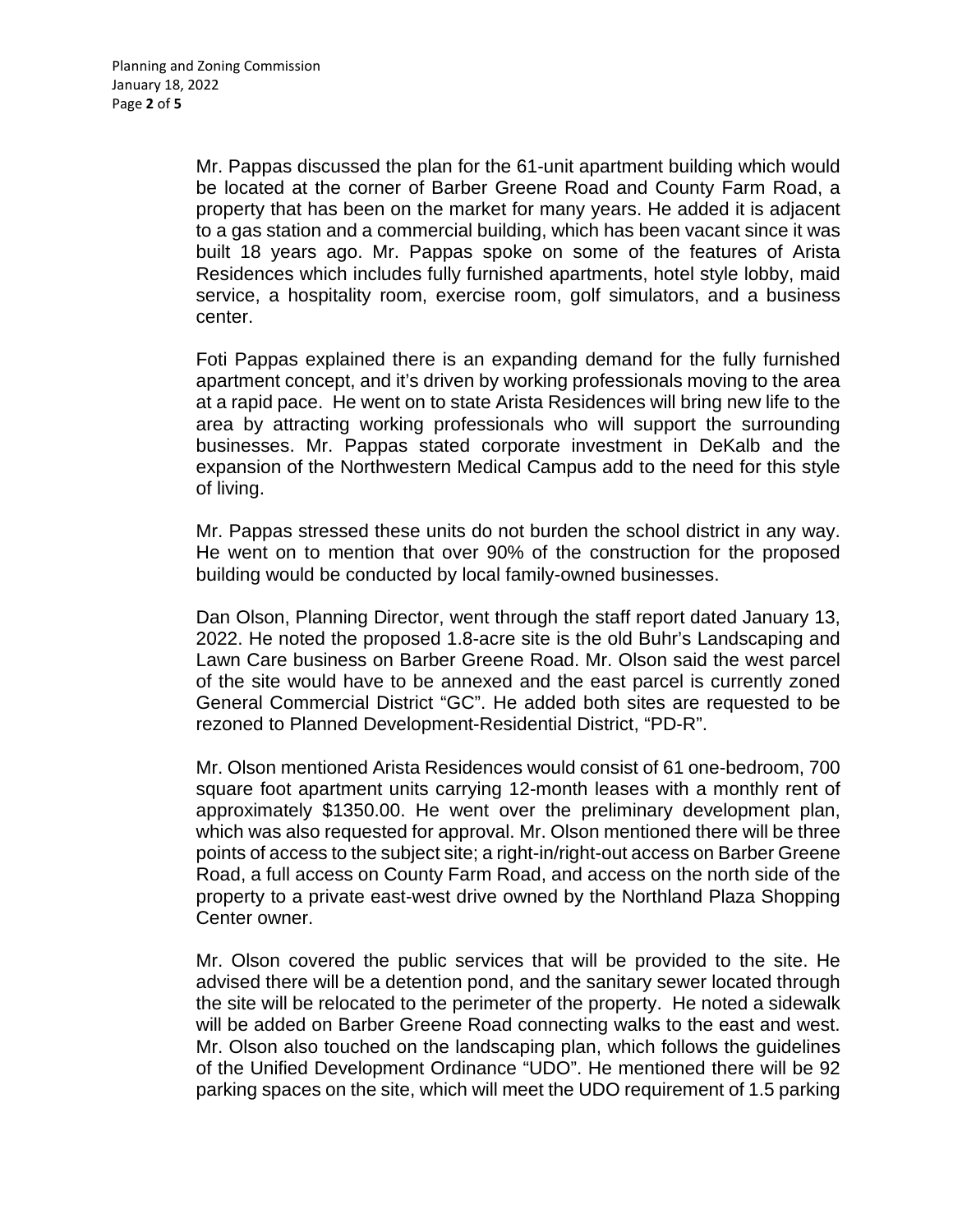Mr. Pappas discussed the plan for the 61-unit apartment building which would be located at the corner of Barber Greene Road and County Farm Road, a property that has been on the market for many years. He added it is adjacent to a gas station and a commercial building, which has been vacant since it was built 18 years ago. Mr. Pappas spoke on some of the features of Arista Residences which includes fully furnished apartments, hotel style lobby, maid service, a hospitality room, exercise room, golf simulators, and a business center.

Foti Pappas explained there is an expanding demand for the fully furnished apartment concept, and it's driven by working professionals moving to the area at a rapid pace. He went on to state Arista Residences will bring new life to the area by attracting working professionals who will support the surrounding businesses. Mr. Pappas stated corporate investment in DeKalb and the expansion of the Northwestern Medical Campus add to the need for this style of living.

Mr. Pappas stressed these units do not burden the school district in any way. He went on to mention that over 90% of the construction for the proposed building would be conducted by local family-owned businesses.

Dan Olson, Planning Director, went through the staff report dated January 13, 2022. He noted the proposed 1.8-acre site is the old Buhr's Landscaping and Lawn Care business on Barber Greene Road. Mr. Olson said the west parcel of the site would have to be annexed and the east parcel is currently zoned General Commercial District "GC". He added both sites are requested to be rezoned to Planned Development-Residential District, "PD-R".

Mr. Olson mentioned Arista Residences would consist of 61 one-bedroom, 700 square foot apartment units carrying 12-month leases with a monthly rent of approximately $1350.00. He went over the preliminary development plan, which was also requested for approval. Mr. Olson mentioned there will be three points of access to the subject site; a right-in/right-out access on Barber Greene Road, a full access on County Farm Road, and access on the north side of the property to a private east-west drive owned by the Northland Plaza Shopping Center owner.

Mr. Olson covered the public services that will be provided to the site. He advised there will be a detention pond, and the sanitary sewer located through the site will be relocated to the perimeter of the property. He noted a sidewalk will be added on Barber Greene Road connecting walks to the east and west. Mr. Olson also touched on the landscaping plan, which follows the guidelines of the Unified Development Ordinance "UDO". He mentioned there will be 92 parking spaces on the site, which will meet the UDO requirement of 1.5 parking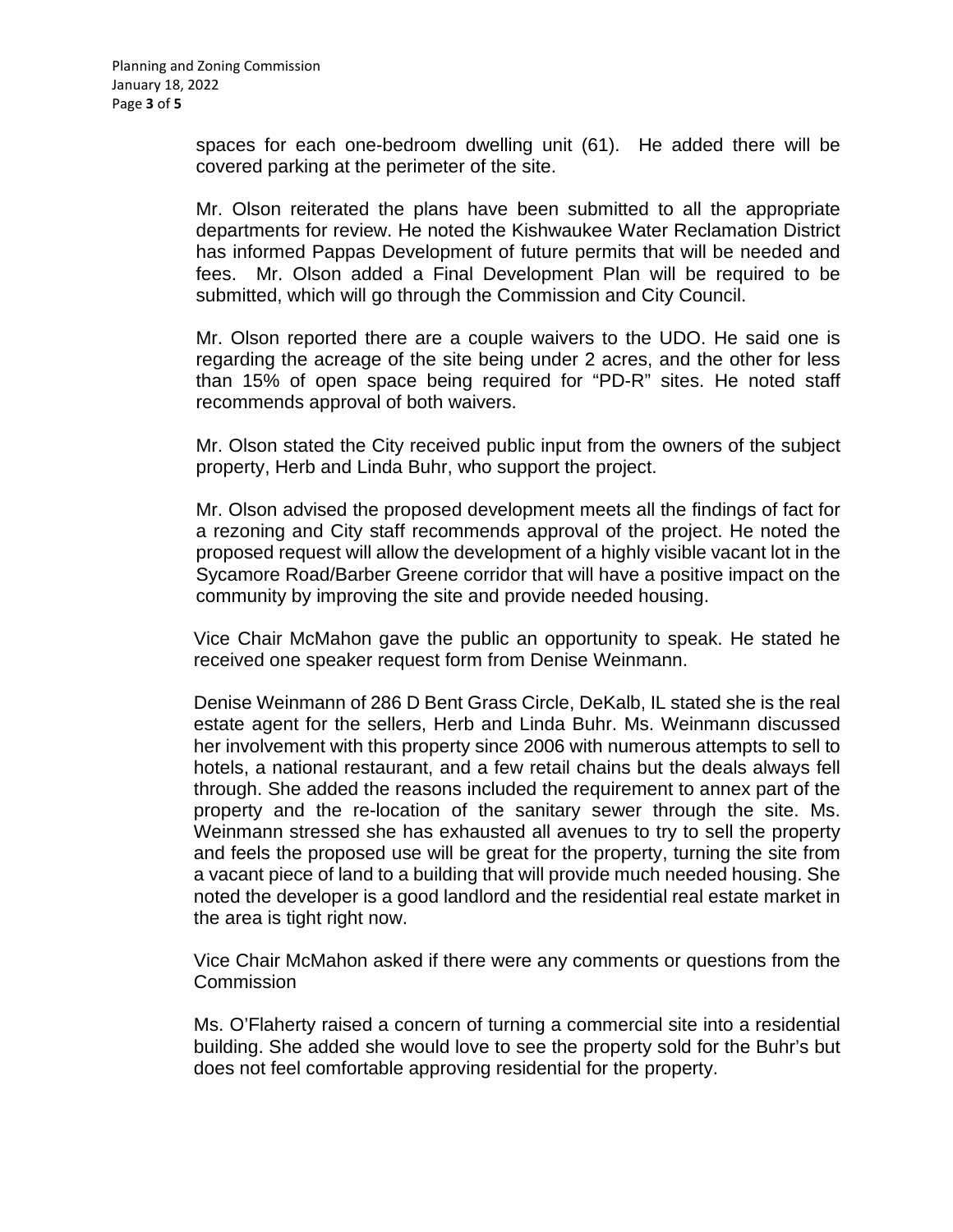spaces for each one-bedroom dwelling unit (61). He added there will be covered parking at the perimeter of the site.

Mr. Olson reiterated the plans have been submitted to all the appropriate departments for review. He noted the Kishwaukee Water Reclamation District has informed Pappas Development of future permits that will be needed and fees. Mr. Olson added a Final Development Plan will be required to be submitted, which will go through the Commission and City Council.

Mr. Olson reported there are a couple waivers to the UDO. He said one is regarding the acreage of the site being under 2 acres, and the other for less than 15% of open space being required for "PD-R" sites. He noted staff recommends approval of both waivers.

Mr. Olson stated the City received public input from the owners of the subject property, Herb and Linda Buhr, who support the project.

Mr. Olson advised the proposed development meets all the findings of fact for a rezoning and City staff recommends approval of the project. He noted the proposed request will allow the development of a highly visible vacant lot in the Sycamore Road/Barber Greene corridor that will have a positive impact on the community by improving the site and provide needed housing.

Vice Chair McMahon gave the public an opportunity to speak. He stated he received one speaker request form from Denise Weinmann.

Denise Weinmann of 286 D Bent Grass Circle, DeKalb, IL stated she is the real estate agent for the sellers, Herb and Linda Buhr. Ms. Weinmann discussed her involvement with this property since 2006 with numerous attempts to sell to hotels, a national restaurant, and a few retail chains but the deals always fell through. She added the reasons included the requirement to annex part of the property and the re-location of the sanitary sewer through the site. Ms. Weinmann stressed she has exhausted all avenues to try to sell the property and feels the proposed use will be great for the property, turning the site from a vacant piece of land to a building that will provide much needed housing. She noted the developer is a good landlord and the residential real estate market in the area is tight right now.

Vice Chair McMahon asked if there were any comments or questions from the Commission

Ms. O'Flaherty raised a concern of turning a commercial site into a residential building. She added she would love to see the property sold for the Buhr's but does not feel comfortable approving residential for the property.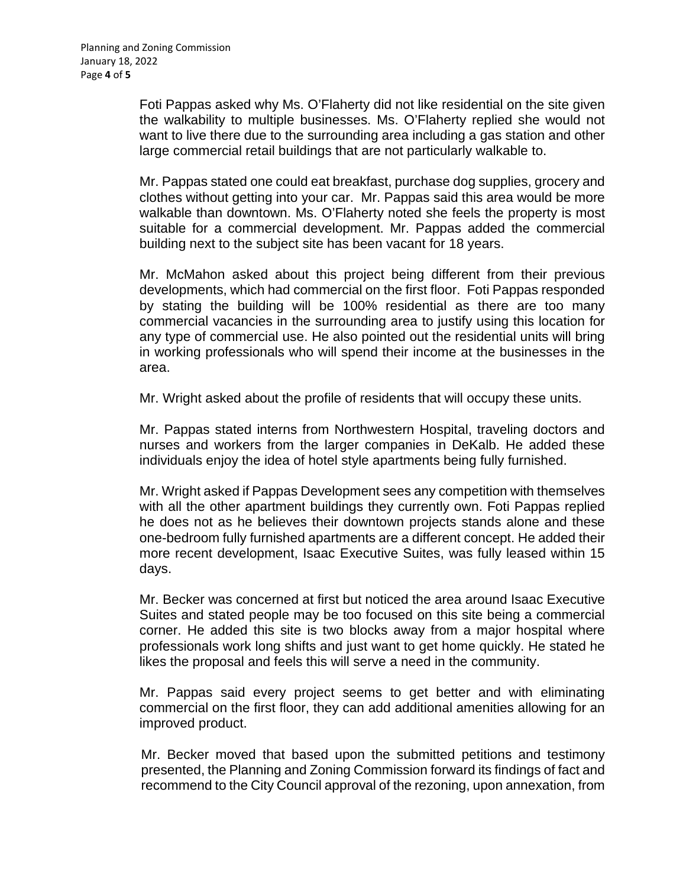Foti Pappas asked why Ms. O'Flaherty did not like residential on the site given the walkability to multiple businesses. Ms. O'Flaherty replied she would not want to live there due to the surrounding area including a gas station and other large commercial retail buildings that are not particularly walkable to.

Mr. Pappas stated one could eat breakfast, purchase dog supplies, grocery and clothes without getting into your car. Mr. Pappas said this area would be more walkable than downtown. Ms. O'Flaherty noted she feels the property is most suitable for a commercial development. Mr. Pappas added the commercial building next to the subject site has been vacant for 18 years.

Mr. McMahon asked about this project being different from their previous developments, which had commercial on the first floor. Foti Pappas responded by stating the building will be 100% residential as there are too many commercial vacancies in the surrounding area to justify using this location for any type of commercial use. He also pointed out the residential units will bring in working professionals who will spend their income at the businesses in the area.

Mr. Wright asked about the profile of residents that will occupy these units.

Mr. Pappas stated interns from Northwestern Hospital, traveling doctors and nurses and workers from the larger companies in DeKalb. He added these individuals enjoy the idea of hotel style apartments being fully furnished.

Mr. Wright asked if Pappas Development sees any competition with themselves with all the other apartment buildings they currently own. Foti Pappas replied he does not as he believes their downtown projects stands alone and these one-bedroom fully furnished apartments are a different concept. He added their more recent development, Isaac Executive Suites, was fully leased within 15 days.

Mr. Becker was concerned at first but noticed the area around Isaac Executive Suites and stated people may be too focused on this site being a commercial corner. He added this site is two blocks away from a major hospital where professionals work long shifts and just want to get home quickly. He stated he likes the proposal and feels this will serve a need in the community.

Mr. Pappas said every project seems to get better and with eliminating commercial on the first floor, they can add additional amenities allowing for an improved product.

Mr. Becker moved that based upon the submitted petitions and testimony presented, the Planning and Zoning Commission forward its findings of fact and recommend to the City Council approval of the rezoning, upon annexation, from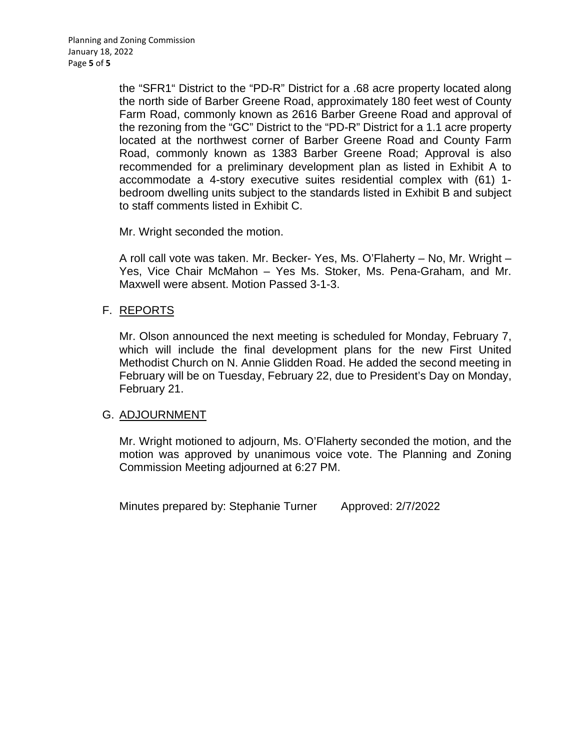the "SFR1" District to the "PD-R" District for a .68 acre property located along the north side of Barber Greene Road, approximately 180 feet west of County Farm Road, commonly known as 2616 Barber Greene Road and approval of the rezoning from the "GC" District to the "PD-R" District for a 1.1 acre property located at the northwest corner of Barber Greene Road and County Farm Road, commonly known as 1383 Barber Greene Road; Approval is also recommended for a preliminary development plan as listed in Exhibit A to accommodate a 4-story executive suites residential complex with (61) 1-bedroom dwelling units subject to the standards listed in Exhibit B and subject to staff comments listed in Exhibit C.

Mr. Wright seconded the motion.

A roll call vote was taken. Mr. Becker- Yes, Ms. O'Flaherty – No, Mr. Wright – Yes, Vice Chair McMahon – Yes Ms. Stoker, Ms. Pena-Graham, and Mr. Maxwell were absent. Motion Passed 3-1-3.

## F. REPORTS

Mr. Olson announced the next meeting is scheduled for Monday, February 7, which will include the final development plans for the new First United Methodist Church on N. Annie Glidden Road. He added the second meeting in February will be on Tuesday, February 22, due to President's Day on Monday, February 21.

## G. ADJOURNMENT

Mr. Wright motioned to adjourn, Ms. O'Flaherty seconded the motion, and the motion was approved by unanimous voice vote. The Planning and Zoning Commission Meeting adjourned at 6:27 PM.

Minutes prepared by: Stephanie Turner Approved: 2/7/2022